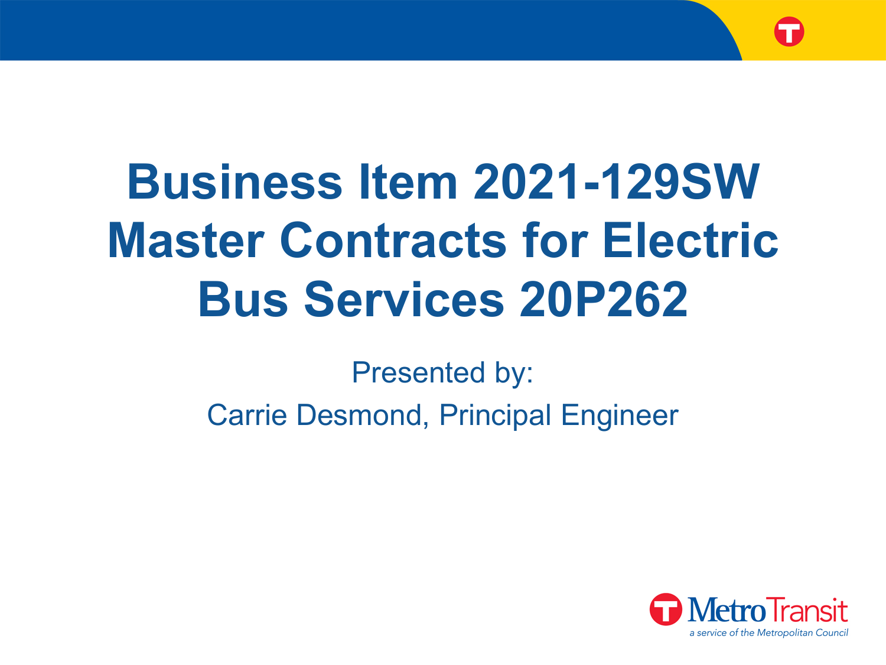# Business Item 2021-129SW Master Contracts for Electric Bus Services 20P262

Presented by:

Carrie Desmond, Principal Engineer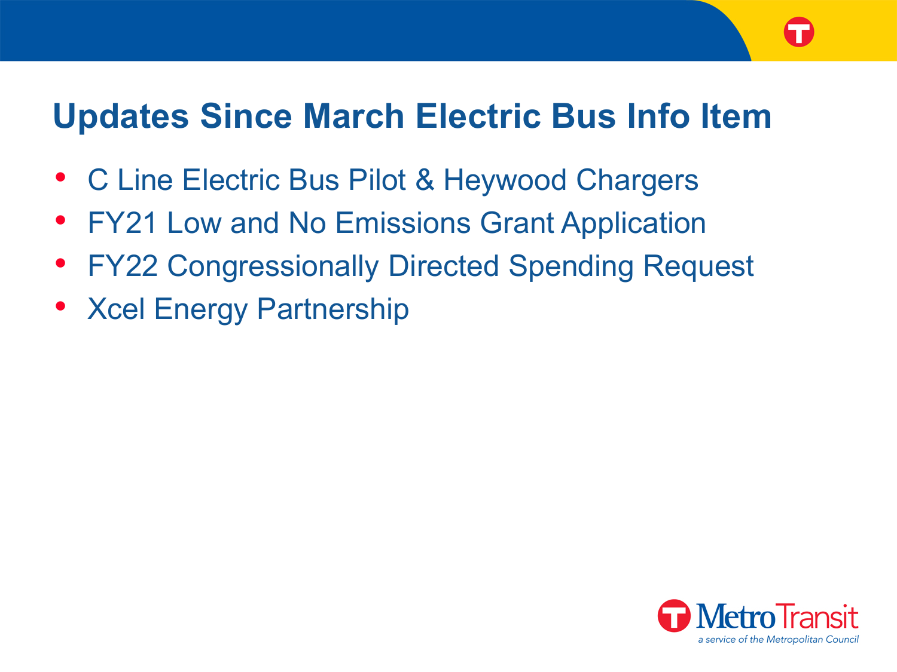# Updates Since March Electric Bus Info Item

- C Line Electric Bus Pilot & Heywood Chargers
- FY21 Low and No Emissions Grant Application
- FY22 Congressionally Directed Spending Request
- Xcel Energy Partnership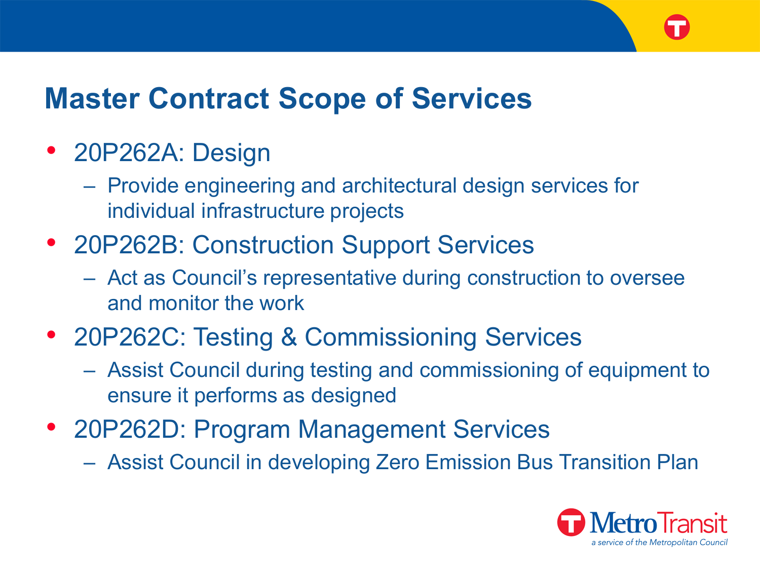# Master Contract Scope of Services

- 20P262A: Design
  - Provide engineering and architectural design services for individual infrastructure projects
- 20P262B: Construction Support Services
  - Act as Council's representative during construction to oversee and monitor the work
- 20P262C: Testing & Commissioning Services
  - Assist Council during testing and commissioning of equipment to ensure it performs as designed
- 20P262D: Program Management Services
  - Assist Council in developing Zero Emission Bus Transition Plan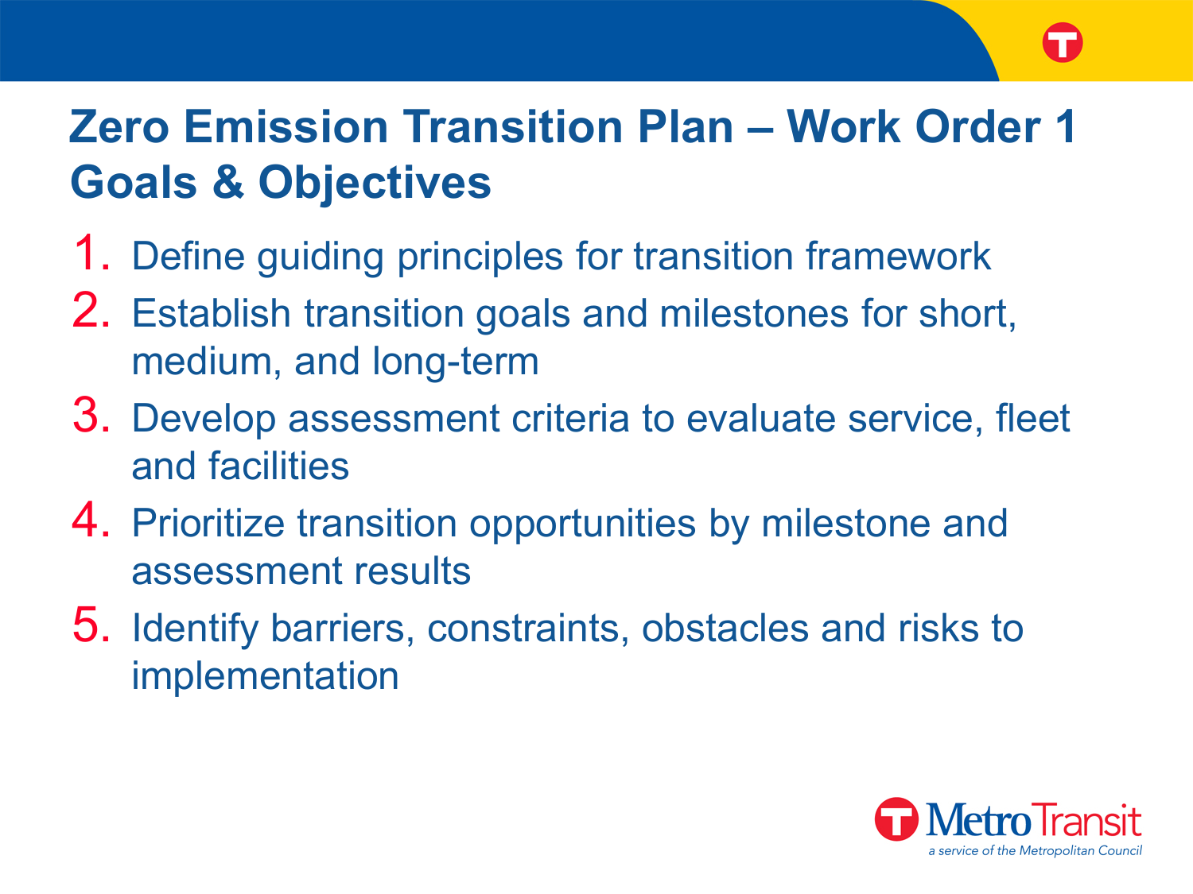# Zero Emission Transition Plan – Work Order 1 Goals & Objectives

1. Define guiding principles for transition framework
2. Establish transition goals and milestones for short, medium, and long-term
3. Develop assessment criteria to evaluate service, fleet and facilities
4. Prioritize transition opportunities by milestone and assessment results
5. Identify barriers, constraints, obstacles and risks to implementation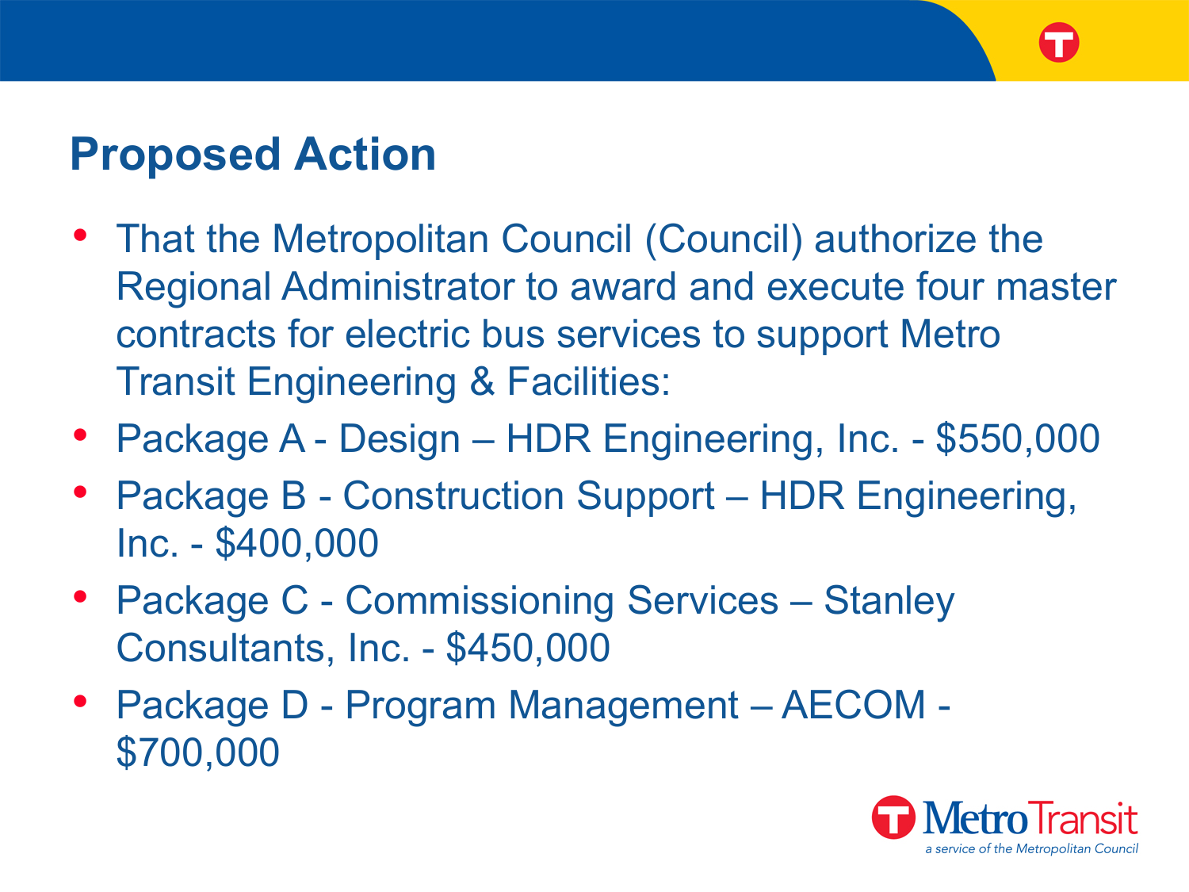## Proposed Action

- That the Metropolitan Council (Council) authorize the Regional Administrator to award and execute four master contracts for electric bus services to support Metro Transit Engineering & Facilities:
- Package A - Design – HDR Engineering, Inc. - $550,000
- Package B - Construction Support – HDR Engineering, Inc. - $400,000
- Package C - Commissioning Services – Stanley Consultants, Inc. - $450,000
- Package D - Program Management – AECOM - $700,000